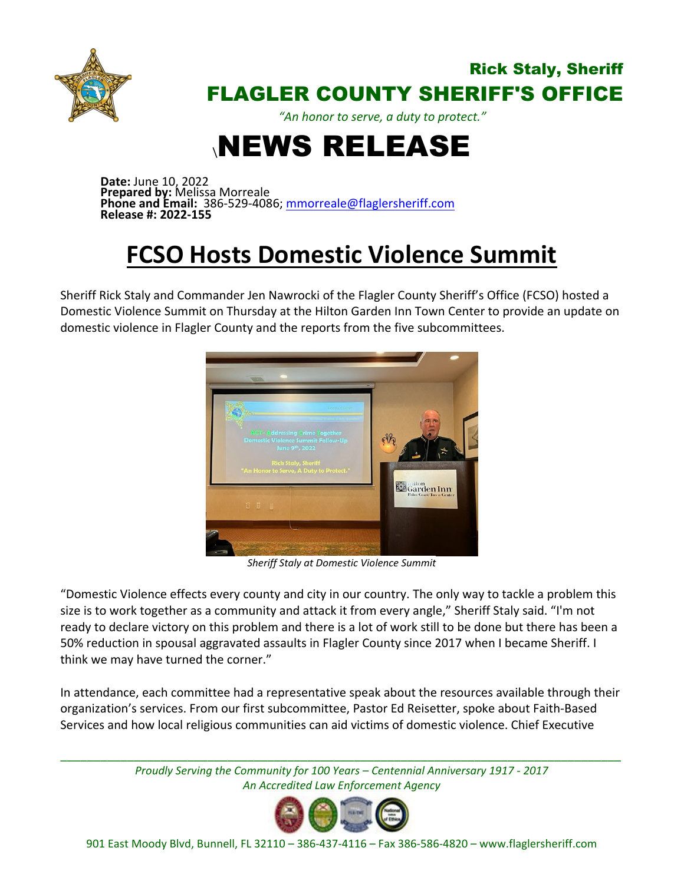Rick Staly, Sheriff

**FLAGLER COUNTY SHERIFF'S OFFICE**

*"An honor to serve, a duty to protect."*

# \NEWS RELEASE

**Date:** June 10, 2022
**Prepared by:** Melissa Morreale
**Phone and Email:** 386-529-4086; mmorreale@flaglersheriff.com
**Release #: 2022-155**

## FCSO Hosts Domestic Violence Summit

Sheriff Rick Staly and Commander Jen Nawrocki of the Flagler County Sheriff's Office (FCSO) hosted a Domestic Violence Summit on Thursday at the Hilton Garden Inn Town Center to provide an update on domestic violence in Flagler County and the reports from the five subcommittees.

*Sheriff Staly at Domestic Violence Summit*

"Domestic Violence effects every county and city in our country. The only way to tackle a problem this size is to work together as a community and attack it from every angle," Sheriff Staly said. "I'm not ready to declare victory on this problem and there is a lot of work still to be done but there has been a 50% reduction in spousal aggravated assaults in Flagler County since 2017 when I became Sheriff. I think we may have turned the corner."

In attendance, each committee had a representative speak about the resources available through their organization's services. From our first subcommittee, Pastor Ed Reisetter, spoke about Faith-Based Services and how local religious communities can aid victims of domestic violence. Chief Executive

*Proudly Serving the Community for 100 Years – Centennial Anniversary 1917 - 2017*
*An Accredited Law Enforcement Agency*

901 East Moody Blvd, Bunnell, FL 32110 – 386-437-4116 – Fax 386-586-4820 – www.flaglersheriff.com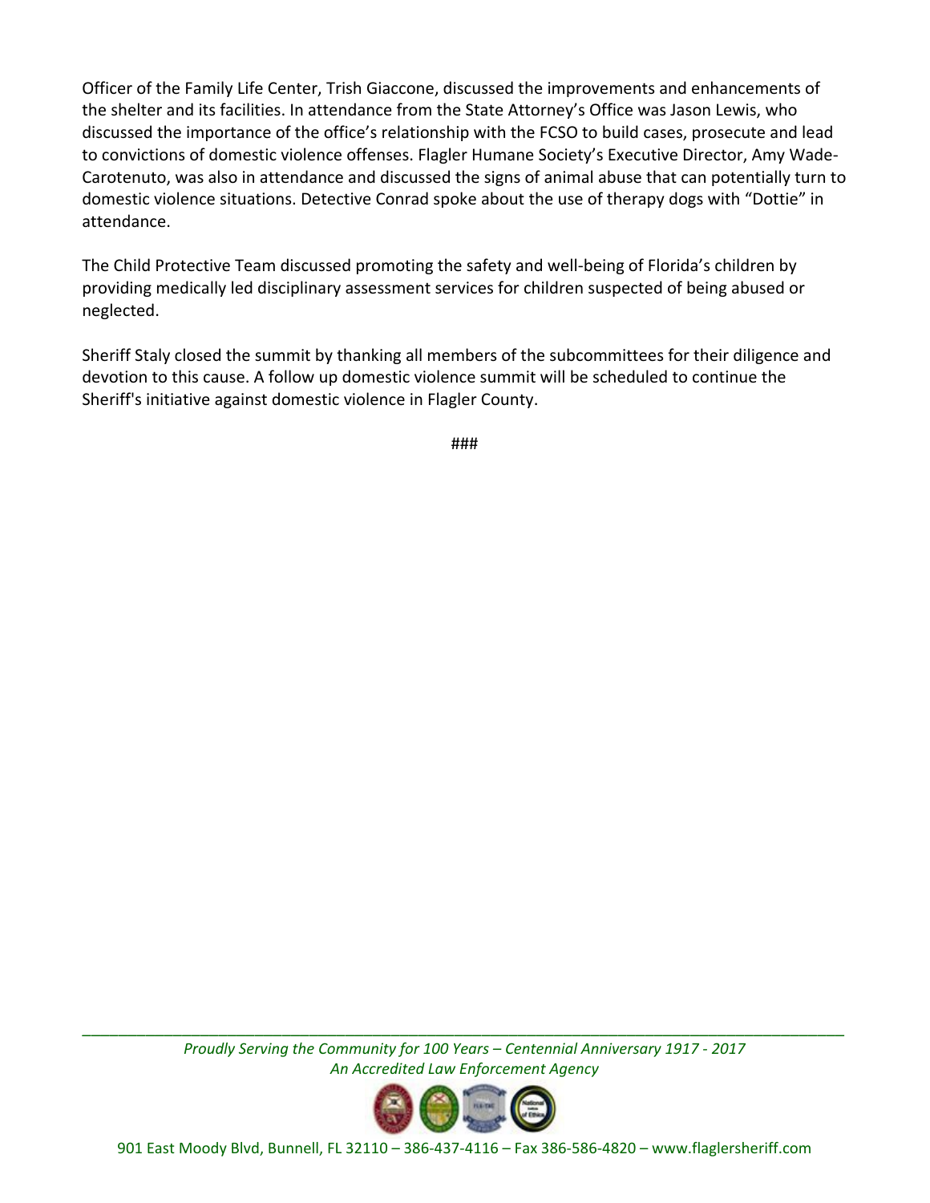Officer of the Family Life Center, Trish Giaccone, discussed the improvements and enhancements of the shelter and its facilities. In attendance from the State Attorney's Office was Jason Lewis, who discussed the importance of the office's relationship with the FCSO to build cases, prosecute and lead to convictions of domestic violence offenses. Flagler Humane Society's Executive Director, Amy Wade-Carotenuto, was also in attendance and discussed the signs of animal abuse that can potentially turn to domestic violence situations. Detective Conrad spoke about the use of therapy dogs with "Dottie" in attendance.

The Child Protective Team discussed promoting the safety and well-being of Florida's children by providing medically led disciplinary assessment services for children suspected of being abused or neglected.

Sheriff Staly closed the summit by thanking all members of the subcommittees for their diligence and devotion to this cause. A follow up domestic violence summit will be scheduled to continue the Sheriff's initiative against domestic violence in Flagler County.

###